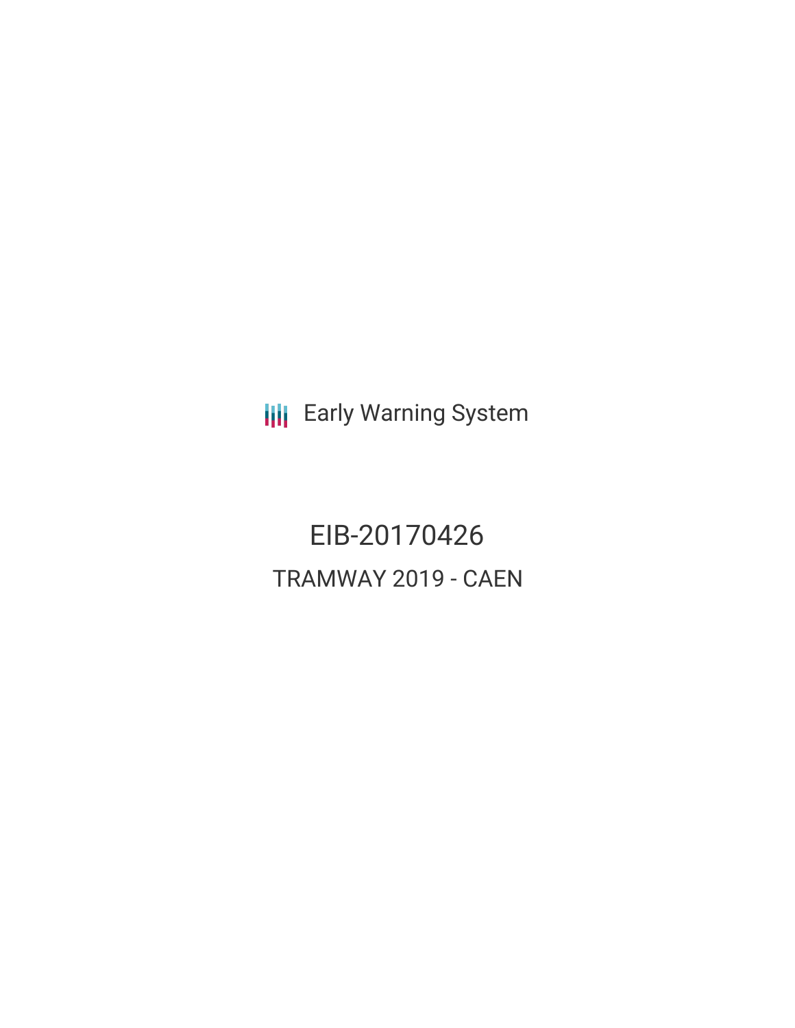Early Warning System

# EIB-20170426

## TRAMWAY 2019 - CAEN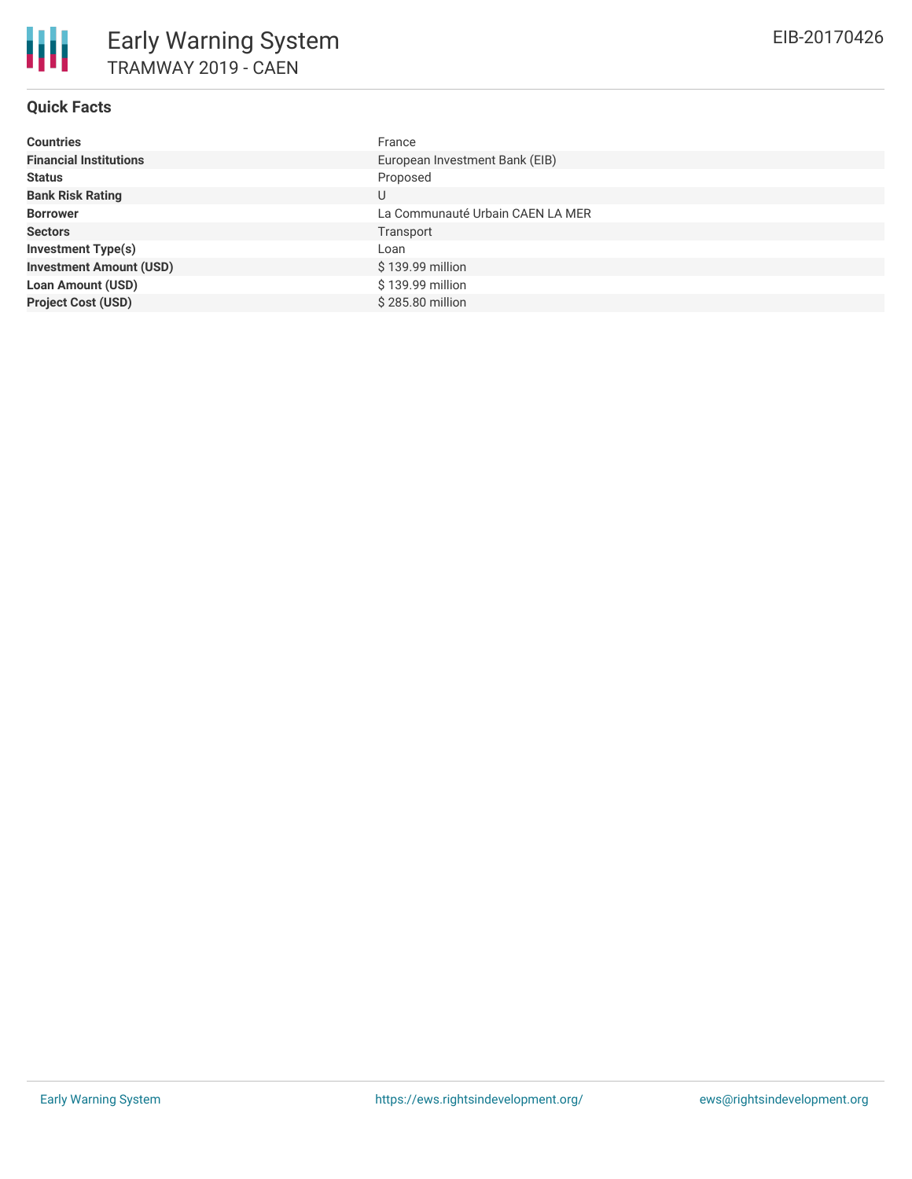# Early Warning System

## TRAMWAY 2019 - CAEN

EIB-20170426

### Quick Facts

| | |
|---|---|
| **Countries** | France |
| **Financial Institutions** | European Investment Bank (EIB) |
| **Status** | Proposed |
| **Bank Risk Rating** | U |
| **Borrower** | La Communauté Urbain CAEN LA MER |
| **Sectors** | Transport |
| **Investment Type(s)** | Loan |
| **Investment Amount (USD)** | $ 139.99 million |
| **Loan Amount (USD)** | $ 139.99 million |
| **Project Cost (USD)** | $ 285.80 million |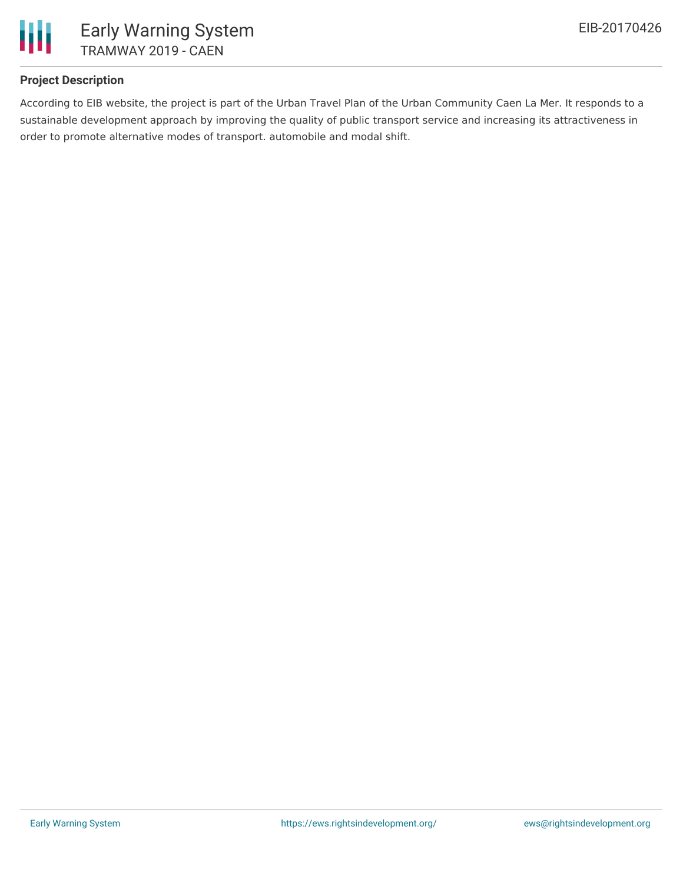## Project Description

According to EIB website, the project is part of the Urban Travel Plan of the Urban Community Caen La Mer. It responds to a sustainable development approach by improving the quality of public transport service and increasing its attractiveness in order to promote alternative modes of transport. automobile and modal shift.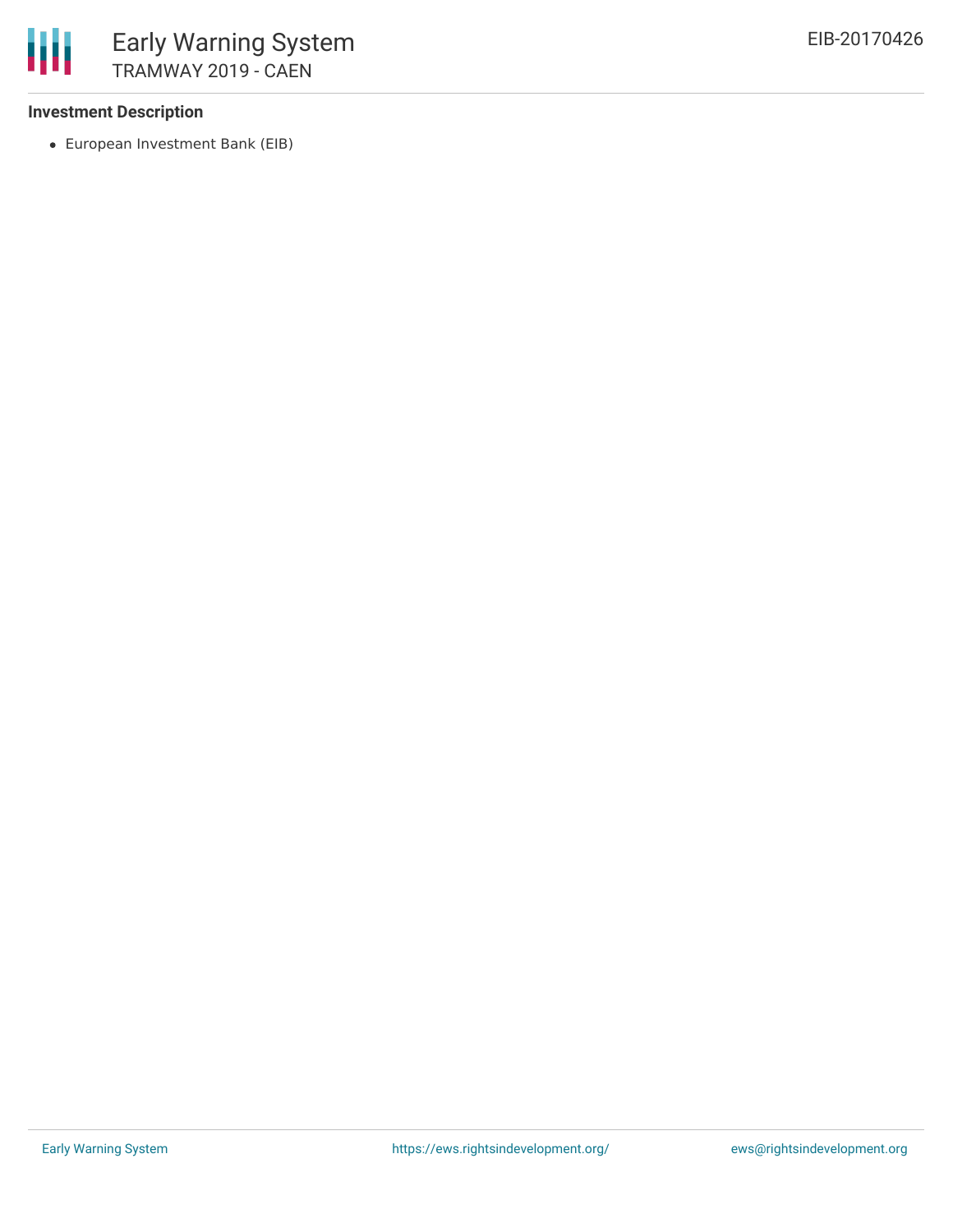**Investment Description**

- European Investment Bank (EIB)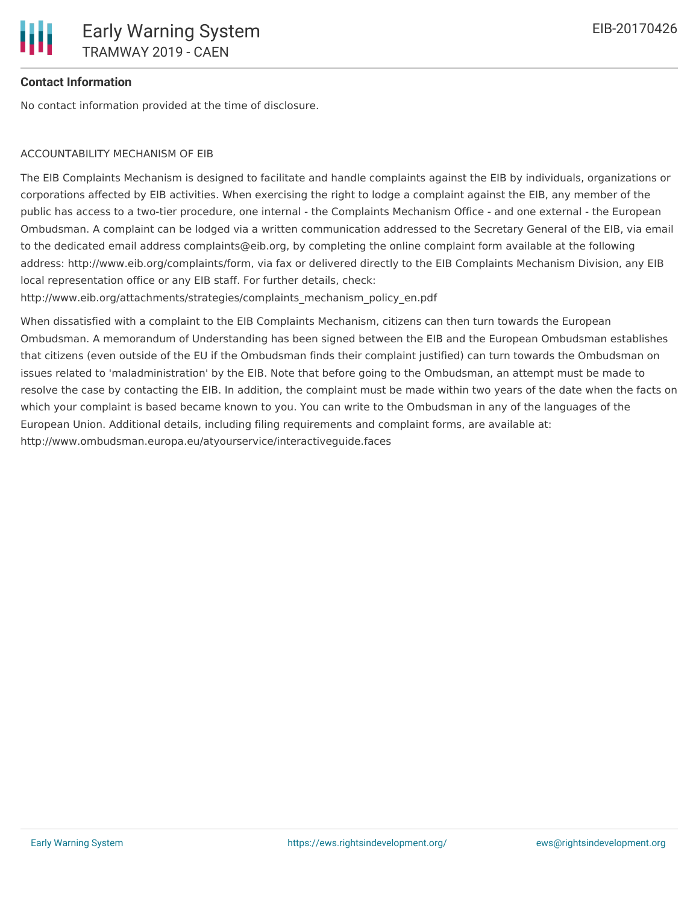**Contact Information**

No contact information provided at the time of disclosure.

ACCOUNTABILITY MECHANISM OF EIB

The EIB Complaints Mechanism is designed to facilitate and handle complaints against the EIB by individuals, organizations or corporations affected by EIB activities. When exercising the right to lodge a complaint against the EIB, any member of the public has access to a two-tier procedure, one internal - the Complaints Mechanism Office - and one external - the European Ombudsman. A complaint can be lodged via a written communication addressed to the Secretary General of the EIB, via email to the dedicated email address complaints@eib.org, by completing the online complaint form available at the following address: http://www.eib.org/complaints/form, via fax or delivered directly to the EIB Complaints Mechanism Division, any EIB local representation office or any EIB staff. For further details, check: http://www.eib.org/attachments/strategies/complaints_mechanism_policy_en.pdf

When dissatisfied with a complaint to the EIB Complaints Mechanism, citizens can then turn towards the European Ombudsman. A memorandum of Understanding has been signed between the EIB and the European Ombudsman establishes that citizens (even outside of the EU if the Ombudsman finds their complaint justified) can turn towards the Ombudsman on issues related to 'maladministration' by the EIB. Note that before going to the Ombudsman, an attempt must be made to resolve the case by contacting the EIB. In addition, the complaint must be made within two years of the date when the facts on which your complaint is based became known to you. You can write to the Ombudsman in any of the languages of the European Union. Additional details, including filing requirements and complaint forms, are available at: http://www.ombudsman.europa.eu/atyourservice/interactiveguide.faces